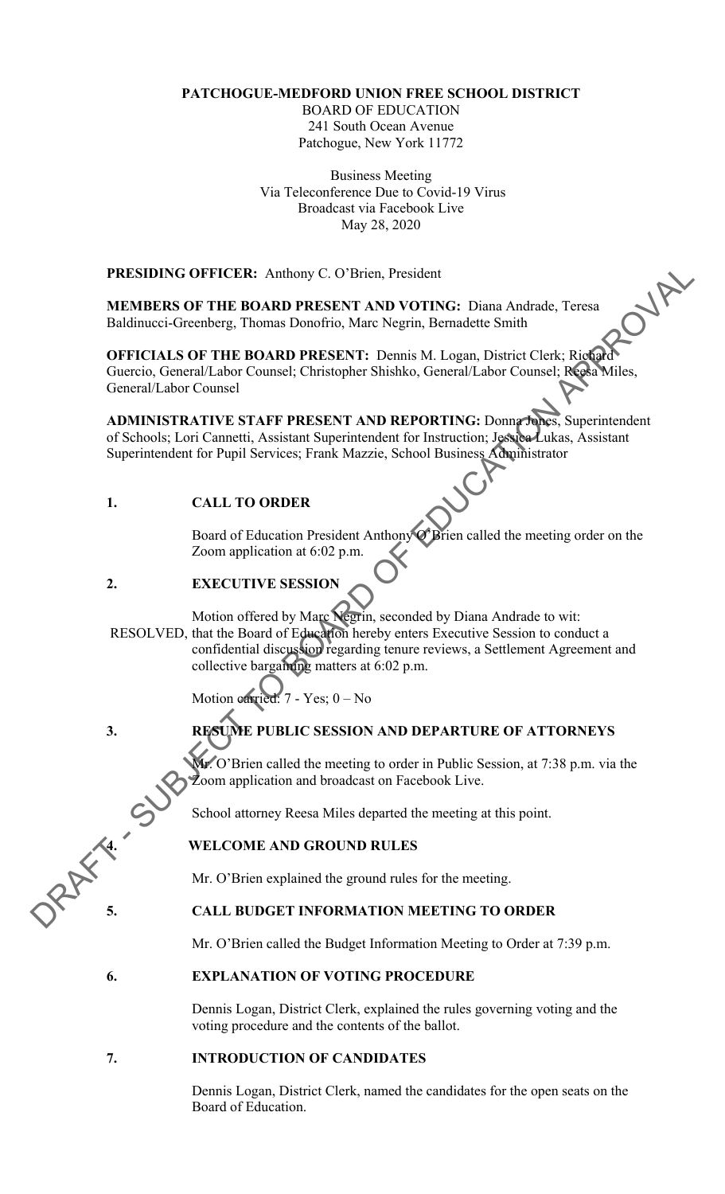**PATCHOGUE-MEDFORD UNION FREE SCHOOL DISTRICT**
BOARD OF EDUCATION
241 South Ocean Avenue
Patchogue, New York 11772

Business Meeting
Via Teleconference Due to Covid-19 Virus
Broadcast via Facebook Live
May 28, 2020

**PRESIDING OFFICER:** Anthony C. O'Brien, President

**MEMBERS OF THE BOARD PRESENT AND VOTING:** Diana Andrade, Teresa Baldinucci-Greenberg, Thomas Donofrio, Marc Negrin, Bernadette Smith

**OFFICIALS OF THE BOARD PRESENT:** Dennis M. Logan, District Clerk; Richard Guercio, General/Labor Counsel; Christopher Shishko, General/Labor Counsel; Reesa Miles, General/Labor Counsel

**ADMINISTRATIVE STAFF PRESENT AND REPORTING:** Donna Jones, Superintendent of Schools; Lori Cannetti, Assistant Superintendent for Instruction; Jessica Lukas, Assistant Superintendent for Pupil Services; Frank Mazzie, School Business Administrator

DRAFT - SUBJECT TO BOARD OF EDUCATION APPROVAL

## 1. CALL TO ORDER

Board of Education President Anthony O'Brien called the meeting order on the Zoom application at 6:02 p.m.

## 2. EXECUTIVE SESSION

Motion offered by Marc Negrin, seconded by Diana Andrade to wit:

RESOLVED, that the Board of Education hereby enters Executive Session to conduct a confidential discussion regarding tenure reviews, a Settlement Agreement and collective bargaining matters at 6:02 p.m.

Motion carried: 7 - Yes; 0 – No

## 3. RESUME PUBLIC SESSION AND DEPARTURE OF ATTORNEYS

Mr. O'Brien called the meeting to order in Public Session, at 7:38 p.m. via the Zoom application and broadcast on Facebook Live.

School attorney Reesa Miles departed the meeting at this point.

## 4. WELCOME AND GROUND RULES

Mr. O'Brien explained the ground rules for the meeting.

## 5. CALL BUDGET INFORMATION MEETING TO ORDER

Mr. O'Brien called the Budget Information Meeting to Order at 7:39 p.m.

## 6. EXPLANATION OF VOTING PROCEDURE

Dennis Logan, District Clerk, explained the rules governing voting and the voting procedure and the contents of the ballot.

## 7. INTRODUCTION OF CANDIDATES

Dennis Logan, District Clerk, named the candidates for the open seats on the Board of Education.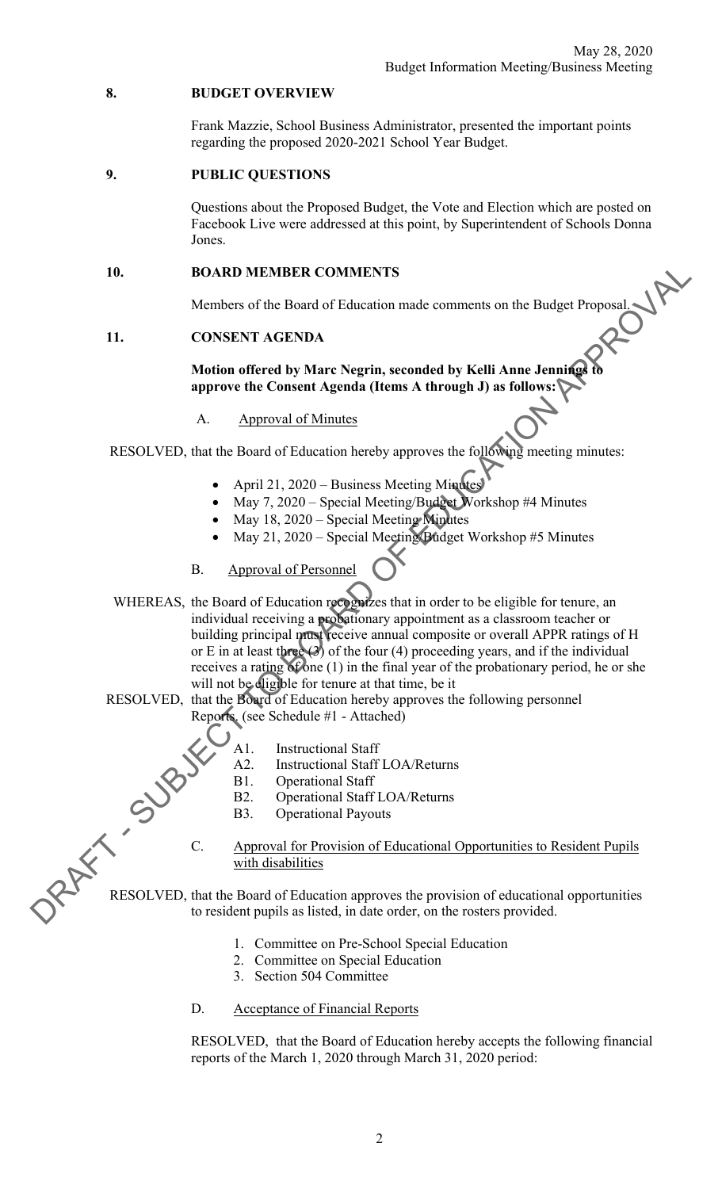## 8. BUDGET OVERVIEW

Frank Mazzie, School Business Administrator, presented the important points regarding the proposed 2020-2021 School Year Budget.

## 9. PUBLIC QUESTIONS

Questions about the Proposed Budget, the Vote and Election which are posted on Facebook Live were addressed at this point, by Superintendent of Schools Donna Jones.

## 10. BOARD MEMBER COMMENTS

Members of the Board of Education made comments on the Budget Proposal.

## 11. CONSENT AGENDA

**Motion offered by Marc Negrin, seconded by Kelli Anne Jennings to approve the Consent Agenda (Items A through J) as follows:**

A. Approval of Minutes

RESOLVED, that the Board of Education hereby approves the following meeting minutes:

- April 21, 2020 – Business Meeting Minutes
- May 7, 2020 – Special Meeting/Budget Workshop #4 Minutes
- May 18, 2020 – Special Meeting Minutes
- May 21, 2020 – Special Meeting/Budget Workshop #5 Minutes

B. Approval of Personnel

WHEREAS, the Board of Education recognizes that in order to be eligible for tenure, an individual receiving a probationary appointment as a classroom teacher or building principal must receive annual composite or overall APPR ratings of H or E in at least three (3) of the four (4) proceeding years, and if the individual receives a rating of one (1) in the final year of the probationary period, he or she will not be eligible for tenure at that time, be it

RESOLVED, that the Board of Education hereby approves the following personnel Reports. (see Schedule #1 - Attached)

- A1. Instructional Staff
- A2. Instructional Staff LOA/Returns
- B1. Operational Staff
- B2. Operational Staff LOA/Returns
- B3. Operational Payouts

C. Approval for Provision of Educational Opportunities to Resident Pupils with disabilities

RESOLVED, that the Board of Education approves the provision of educational opportunities to resident pupils as listed, in date order, on the rosters provided.

1. Committee on Pre-School Special Education
2. Committee on Special Education
3. Section 504 Committee

D. Acceptance of Financial Reports

RESOLVED, that the Board of Education hereby accepts the following financial reports of the March 1, 2020 through March 31, 2020 period: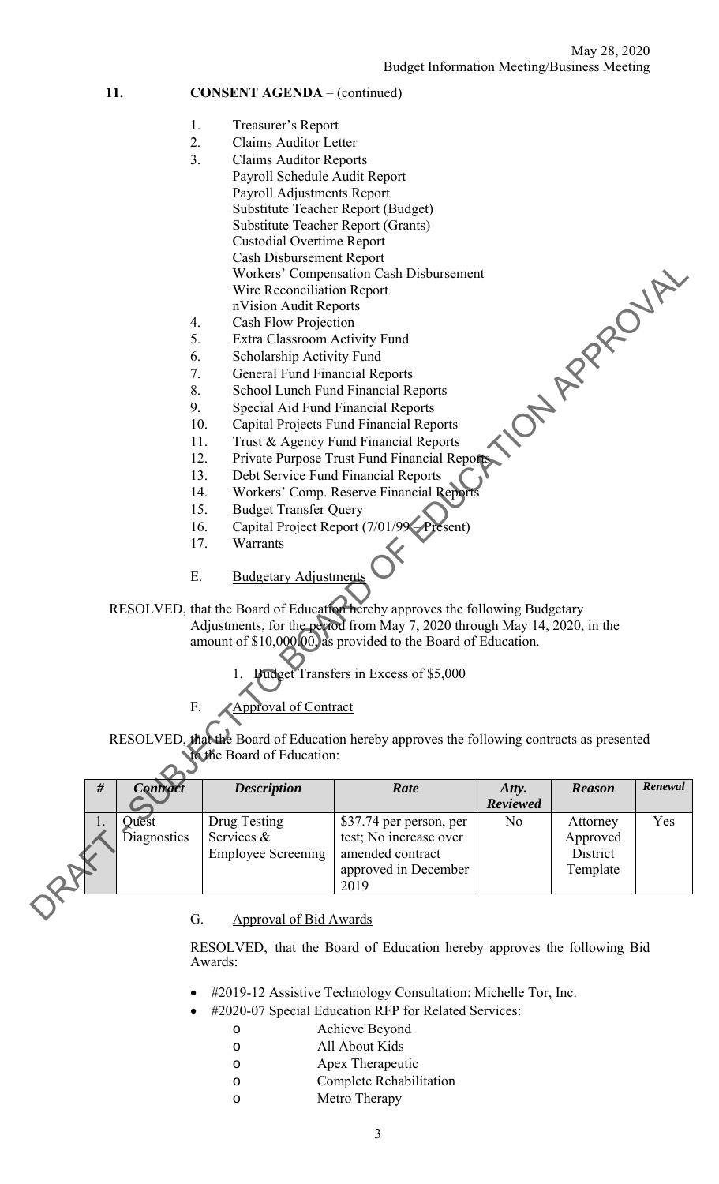## 11. CONSENT AGENDA – (continued)

1. Treasurer's Report
2. Claims Auditor Letter
3. Claims Auditor Reports
   - Payroll Schedule Audit Report
   - Payroll Adjustments Report
   - Substitute Teacher Report (Budget)
   - Substitute Teacher Report (Grants)
   - Custodial Overtime Report
   - Cash Disbursement Report
   - Workers' Compensation Cash Disbursement
   - Wire Reconciliation Report
   - nVision Audit Reports
4. Cash Flow Projection
5. Extra Classroom Activity Fund
6. Scholarship Activity Fund
7. General Fund Financial Reports
8. School Lunch Fund Financial Reports
9. Special Aid Fund Financial Reports
10. Capital Projects Fund Financial Reports
11. Trust & Agency Fund Financial Reports
12. Private Purpose Trust Fund Financial Reports
13. Debt Service Fund Financial Reports
14. Workers' Comp. Reserve Financial Reports
15. Budget Transfer Query
16. Capital Project Report (7/01/99 – Present)
17. Warrants

### E. Budgetary Adjustments

RESOLVED, that the Board of Education hereby approves the following Budgetary Adjustments, for the period from May 7, 2020 through May 14, 2020, in the amount of $10,000.00, as provided to the Board of Education.

1. Budget Transfers in Excess of $5,000

### F. Approval of Contract

RESOLVED, that the Board of Education hereby approves the following contracts as presented to the Board of Education:

| # | *Contract* | *Description* | *Rate* | *Atty. Reviewed* | *Reason* | *Renewal* |
|---|---|---|---|---|---|---|
| 1. | Quest Diagnostics | Drug Testing Services & Employee Screening | $37.74 per person, per test; No increase over amended contract approved in December 2019 | No | Attorney Approved District Template | Yes |

### G. Approval of Bid Awards

RESOLVED, that the Board of Education hereby approves the following Bid Awards:

- #2019-12 Assistive Technology Consultation: Michelle Tor, Inc.
- #2020-07 Special Education RFP for Related Services:
  - Achieve Beyond
  - All About Kids
  - Apex Therapeutic
  - Complete Rehabilitation
  - Metro Therapy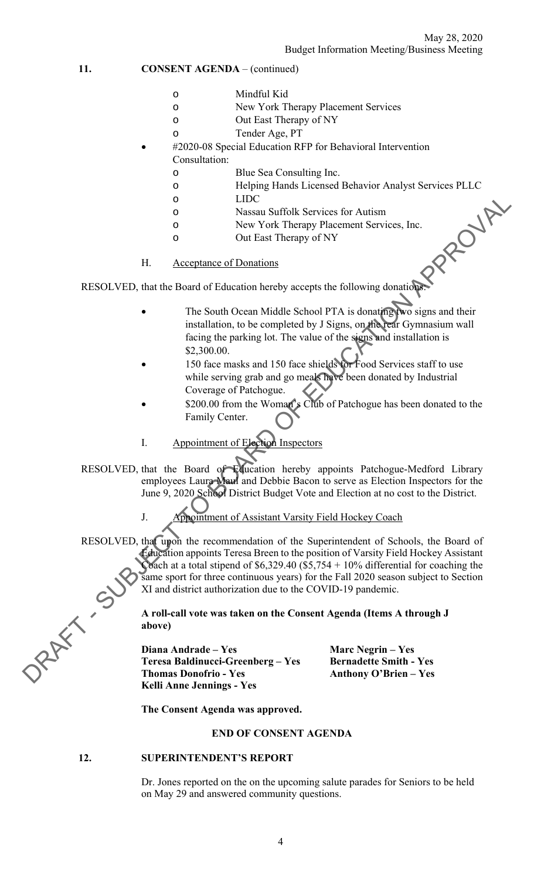## 11. CONSENT AGENDA – (continued)

- Mindful Kid
- New York Therapy Placement Services
- Out East Therapy of NY
- Tender Age, PT

- #2020-08 Special Education RFP for Behavioral Intervention Consultation:
  - Blue Sea Consulting Inc.
  - Helping Hands Licensed Behavior Analyst Services PLLC
  - LIDC
  - Nassau Suffolk Services for Autism
  - New York Therapy Placement Services, Inc.
  - Out East Therapy of NY

H. Acceptance of Donations

RESOLVED, that the Board of Education hereby accepts the following donations:

- The South Ocean Middle School PTA is donating two signs and their installation, to be completed by J Signs, on the rear Gymnasium wall facing the parking lot. The value of the signs and installation is $2,300.00.
- 150 face masks and 150 face shields for Food Services staff to use while serving grab and go meals have been donated by Industrial Coverage of Patchogue.
- $200.00 from the Woman's Club of Patchogue has been donated to the Family Center.

I. Appointment of Election Inspectors

RESOLVED, that the Board of Education hereby appoints Patchogue-Medford Library employees Laura Maul and Debbie Bacon to serve as Election Inspectors for the June 9, 2020 School District Budget Vote and Election at no cost to the District.

J. Appointment of Assistant Varsity Field Hockey Coach

RESOLVED, that upon the recommendation of the Superintendent of Schools, the Board of Education appoints Teresa Breen to the position of Varsity Field Hockey Assistant Coach at a total stipend of $6,329.40 ($5,754 + 10% differential for coaching the same sport for three continuous years) for the Fall 2020 season subject to Section XI and district authorization due to the COVID-19 pandemic.

**A roll-call vote was taken on the Consent Agenda (Items A through J above)**

**Diana Andrade – Yes**
**Teresa Baldinucci-Greenberg – Yes**
**Thomas Donofrio - Yes**
**Kelli Anne Jennings - Yes**
**Marc Negrin – Yes**
**Bernadette Smith - Yes**
**Anthony O'Brien – Yes**

**The Consent Agenda was approved.**

**END OF CONSENT AGENDA**

## 12. SUPERINTENDENT'S REPORT

Dr. Jones reported on the on the upcoming salute parades for Seniors to be held on May 29 and answered community questions.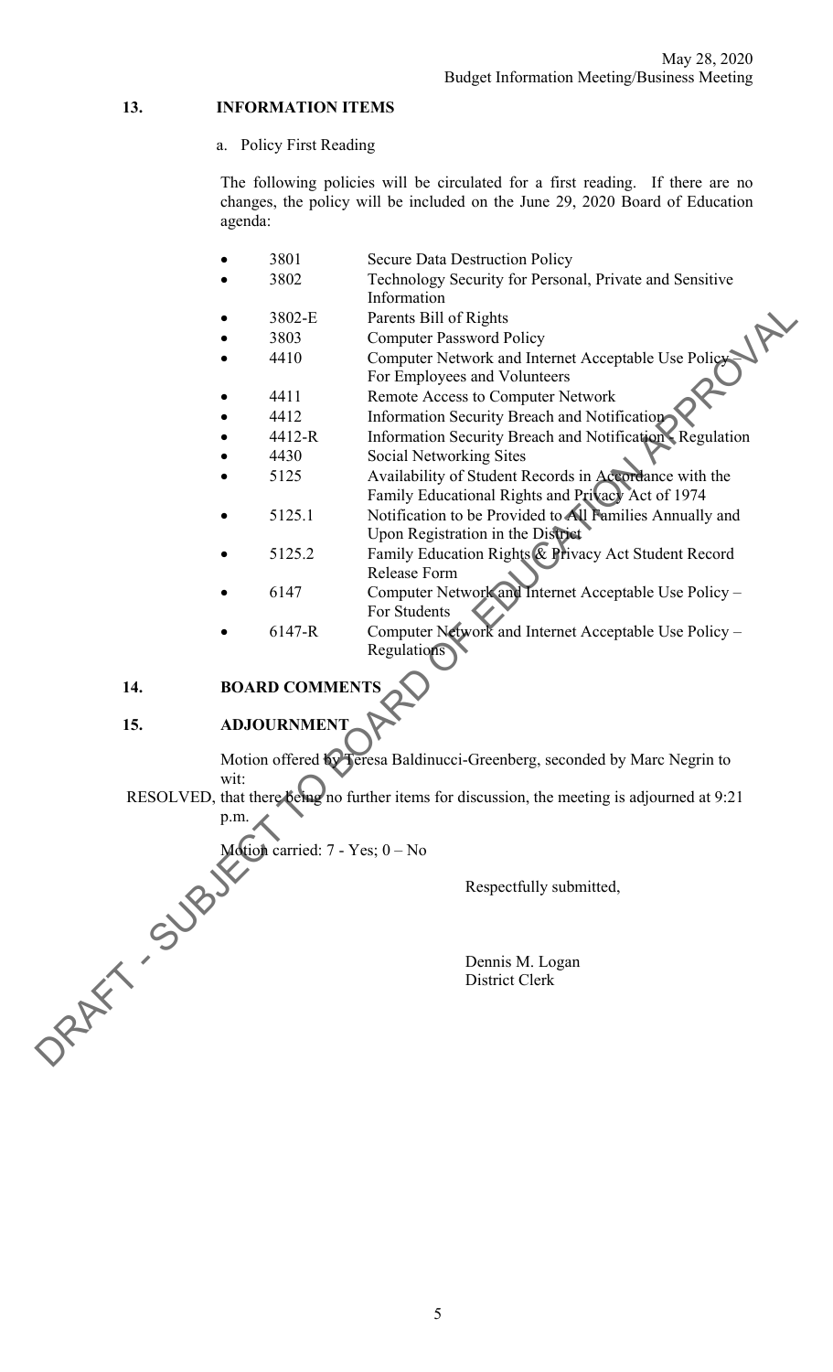May 28, 2020
Budget Information Meeting/Business Meeting

## 13. INFORMATION ITEMS

a. Policy First Reading

The following policies will be circulated for a first reading. If there are no changes, the policy will be included on the June 29, 2020 Board of Education agenda:

- 3801 Secure Data Destruction Policy
- 3802 Technology Security for Personal, Private and Sensitive Information
- 3802-E Parents Bill of Rights
- 3803 Computer Password Policy
- 4410 Computer Network and Internet Acceptable Use Policy – For Employees and Volunteers
- 4411 Remote Access to Computer Network
- 4412 Information Security Breach and Notification
- 4412-R Information Security Breach and Notification - Regulation
- 4430 Social Networking Sites
- 5125 Availability of Student Records in Accordance with the Family Educational Rights and Privacy Act of 1974
- 5125.1 Notification to be Provided to All Families Annually and Upon Registration in the District
- 5125.2 Family Education Rights & Privacy Act Student Record Release Form
- 6147 Computer Network and Internet Acceptable Use Policy – For Students
- 6147-R Computer Network and Internet Acceptable Use Policy – Regulations

## 14. BOARD COMMENTS

## 15. ADJOURNMENT

Motion offered by Teresa Baldinucci-Greenberg, seconded by Marc Negrin to wit:

RESOLVED, that there being no further items for discussion, the meeting is adjourned at 9:21 p.m.

Motion carried: 7 - Yes; 0 – No

Respectfully submitted,

Dennis M. Logan
District Clerk

DRAFT - SUBJECT TO BOARD OF EDUCATION APPROVAL